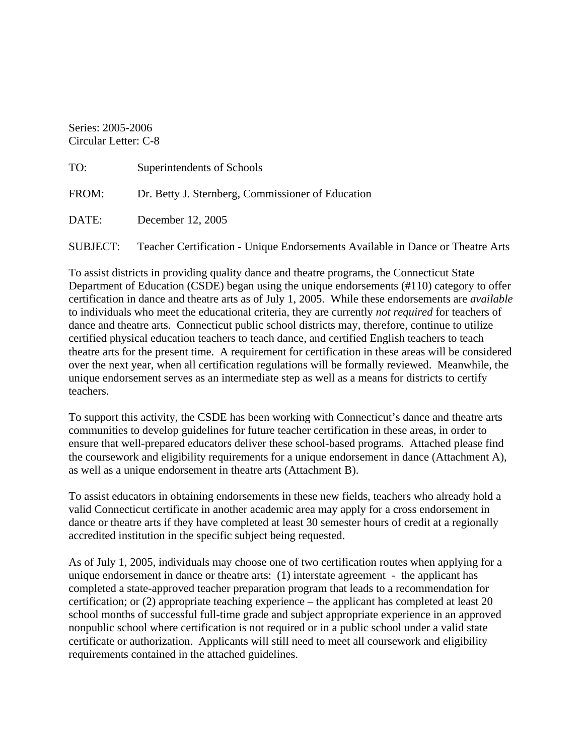Series: 2005-2006
Circular Letter: C-8

TO: Superintendents of Schools

FROM: Dr. Betty J. Sternberg, Commissioner of Education

DATE: December 12, 2005

SUBJECT: Teacher Certification - Unique Endorsements Available in Dance or Theatre Arts

To assist districts in providing quality dance and theatre programs, the Connecticut State Department of Education (CSDE) began using the unique endorsements (#110) category to offer certification in dance and theatre arts as of July 1, 2005. While these endorsements are *available* to individuals who meet the educational criteria, they are currently *not required* for teachers of dance and theatre arts. Connecticut public school districts may, therefore, continue to utilize certified physical education teachers to teach dance, and certified English teachers to teach theatre arts for the present time. A requirement for certification in these areas will be considered over the next year, when all certification regulations will be formally reviewed. Meanwhile, the unique endorsement serves as an intermediate step as well as a means for districts to certify teachers.

To support this activity, the CSDE has been working with Connecticut's dance and theatre arts communities to develop guidelines for future teacher certification in these areas, in order to ensure that well-prepared educators deliver these school-based programs. Attached please find the coursework and eligibility requirements for a unique endorsement in dance (Attachment A), as well as a unique endorsement in theatre arts (Attachment B).

To assist educators in obtaining endorsements in these new fields, teachers who already hold a valid Connecticut certificate in another academic area may apply for a cross endorsement in dance or theatre arts if they have completed at least 30 semester hours of credit at a regionally accredited institution in the specific subject being requested.

As of July 1, 2005, individuals may choose one of two certification routes when applying for a unique endorsement in dance or theatre arts: (1) interstate agreement - the applicant has completed a state-approved teacher preparation program that leads to a recommendation for certification; or (2) appropriate teaching experience – the applicant has completed at least 20 school months of successful full-time grade and subject appropriate experience in an approved nonpublic school where certification is not required or in a public school under a valid state certificate or authorization. Applicants will still need to meet all coursework and eligibility requirements contained in the attached guidelines.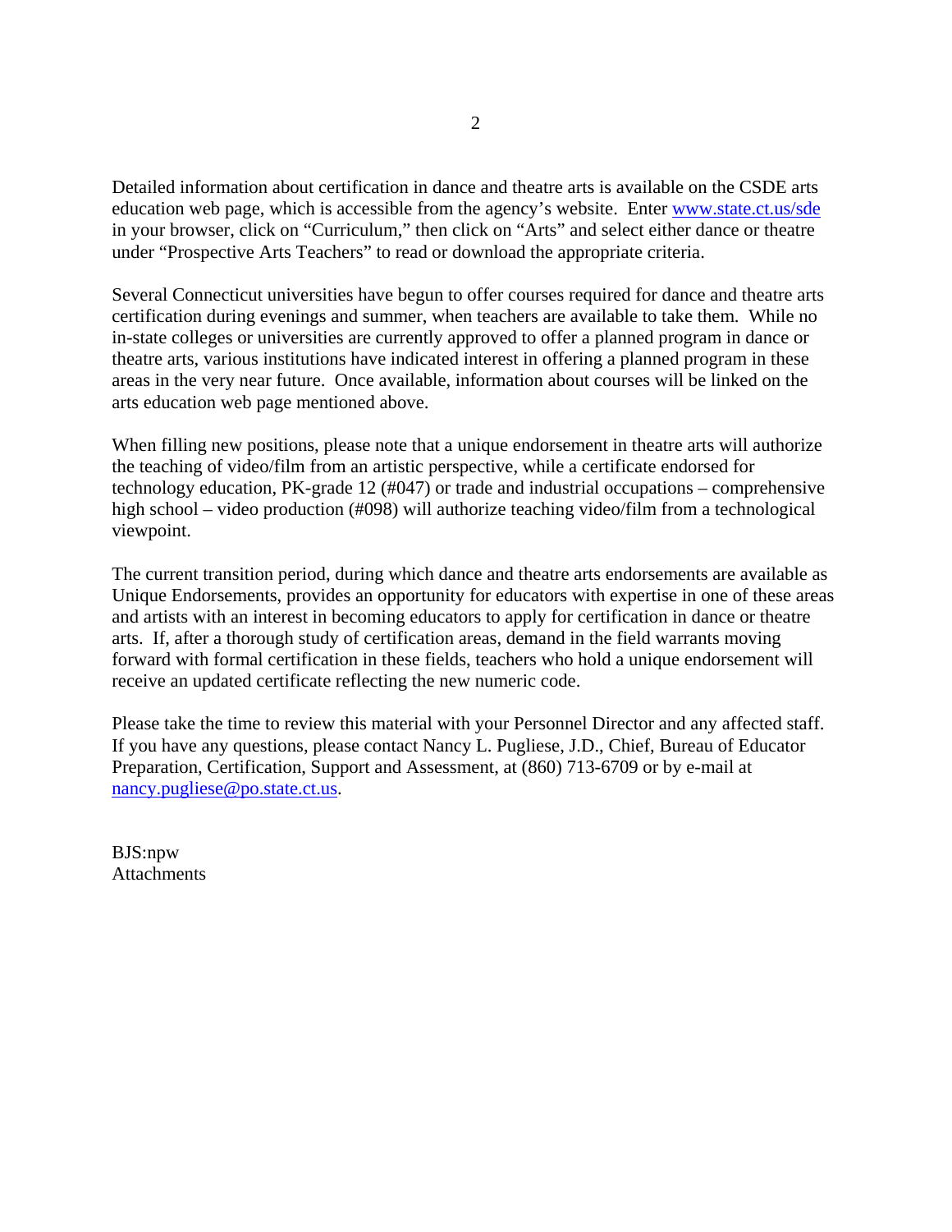Detailed information about certification in dance and theatre arts is available on the CSDE arts education web page, which is accessible from the agency's website. Enter www.state.ct.us/sde in your browser, click on "Curriculum," then click on "Arts" and select either dance or theatre under "Prospective Arts Teachers" to read or download the appropriate criteria.

Several Connecticut universities have begun to offer courses required for dance and theatre arts certification during evenings and summer, when teachers are available to take them. While no in-state colleges or universities are currently approved to offer a planned program in dance or theatre arts, various institutions have indicated interest in offering a planned program in these areas in the very near future. Once available, information about courses will be linked on the arts education web page mentioned above.

When filling new positions, please note that a unique endorsement in theatre arts will authorize the teaching of video/film from an artistic perspective, while a certificate endorsed for technology education, PK-grade 12 (#047) or trade and industrial occupations – comprehensive high school – video production (#098) will authorize teaching video/film from a technological viewpoint.

The current transition period, during which dance and theatre arts endorsements are available as Unique Endorsements, provides an opportunity for educators with expertise in one of these areas and artists with an interest in becoming educators to apply for certification in dance or theatre arts. If, after a thorough study of certification areas, demand in the field warrants moving forward with formal certification in these fields, teachers who hold a unique endorsement will receive an updated certificate reflecting the new numeric code.

Please take the time to review this material with your Personnel Director and any affected staff. If you have any questions, please contact Nancy L. Pugliese, J.D., Chief, Bureau of Educator Preparation, Certification, Support and Assessment, at (860) 713-6709 or by e-mail at nancy.pugliese@po.state.ct.us.

BJS:npw
Attachments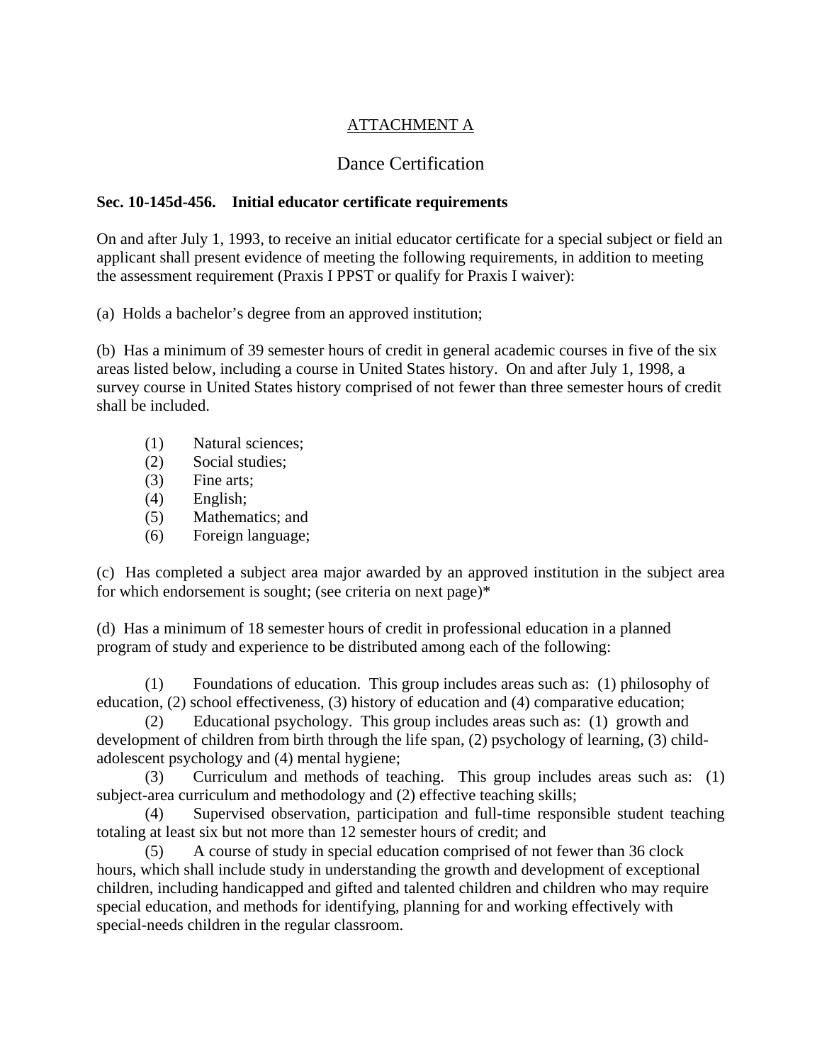ATTACHMENT A

# Dance Certification

**Sec. 10-145d-456. Initial educator certificate requirements**

On and after July 1, 1993, to receive an initial educator certificate for a special subject or field an applicant shall present evidence of meeting the following requirements, in addition to meeting the assessment requirement (Praxis I PPST or qualify for Praxis I waiver):

(a) Holds a bachelor's degree from an approved institution;

(b) Has a minimum of 39 semester hours of credit in general academic courses in five of the six areas listed below, including a course in United States history. On and after July 1, 1998, a survey course in United States history comprised of not fewer than three semester hours of credit shall be included.

(1) Natural sciences;
(2) Social studies;
(3) Fine arts;
(4) English;
(5) Mathematics; and
(6) Foreign language;

(c) Has completed a subject area major awarded by an approved institution in the subject area for which endorsement is sought; (see criteria on next page)*

(d) Has a minimum of 18 semester hours of credit in professional education in a planned program of study and experience to be distributed among each of the following:

(1) Foundations of education. This group includes areas such as: (1) philosophy of education, (2) school effectiveness, (3) history of education and (4) comparative education;

(2) Educational psychology. This group includes areas such as: (1) growth and development of children from birth through the life span, (2) psychology of learning, (3) child-adolescent psychology and (4) mental hygiene;

(3) Curriculum and methods of teaching. This group includes areas such as: (1) subject-area curriculum and methodology and (2) effective teaching skills;

(4) Supervised observation, participation and full-time responsible student teaching totaling at least six but not more than 12 semester hours of credit; and

(5) A course of study in special education comprised of not fewer than 36 clock hours, which shall include study in understanding the growth and development of exceptional children, including handicapped and gifted and talented children and children who may require special education, and methods for identifying, planning for and working effectively with special-needs children in the regular classroom.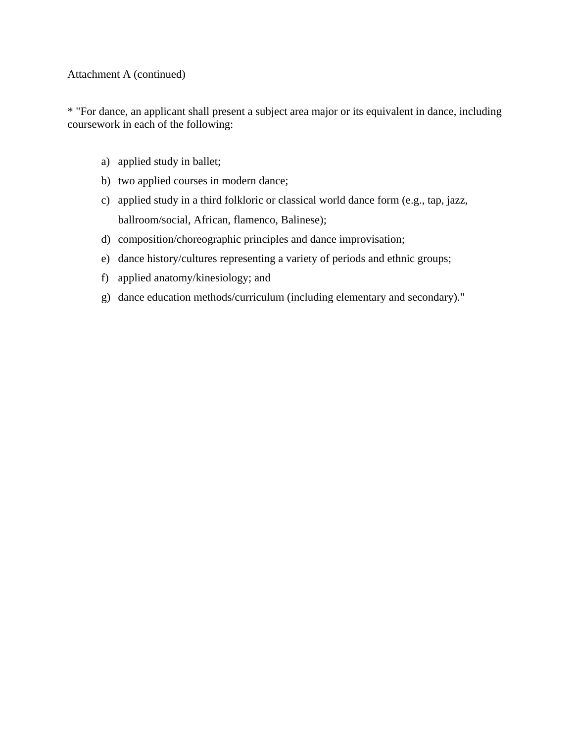Attachment A (continued)

* "For dance, an applicant shall present a subject area major or its equivalent in dance, including coursework in each of the following:

a) applied study in ballet;
b) two applied courses in modern dance;
c) applied study in a third folkloric or classical world dance form (e.g., tap, jazz, ballroom/social, African, flamenco, Balinese);
d) composition/choreographic principles and dance improvisation;
e) dance history/cultures representing a variety of periods and ethnic groups;
f) applied anatomy/kinesiology; and
g) dance education methods/curriculum (including elementary and secondary)."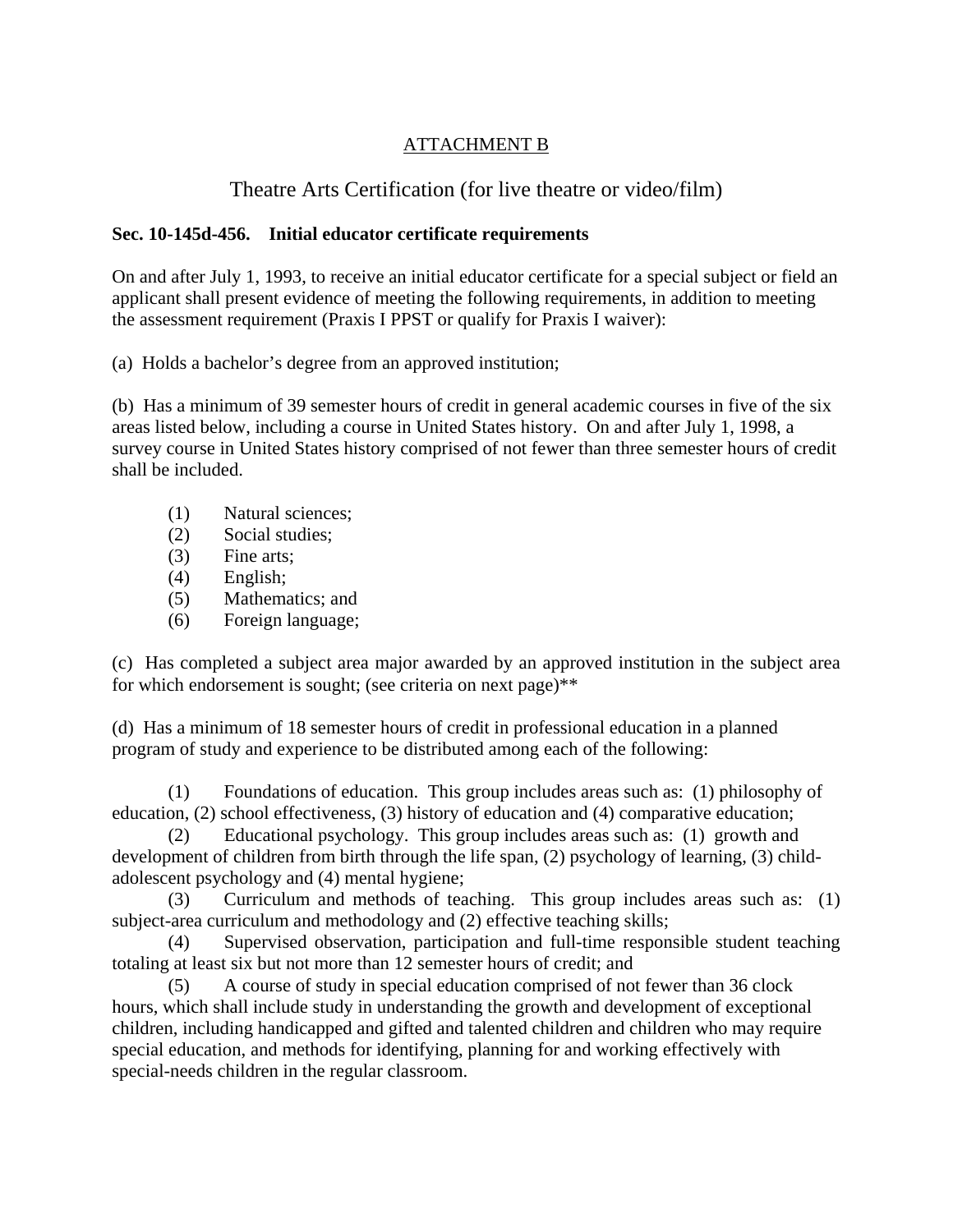ATTACHMENT B

# Theatre Arts Certification (for live theatre or video/film)

**Sec. 10-145d-456. Initial educator certificate requirements**

On and after July 1, 1993, to receive an initial educator certificate for a special subject or field an applicant shall present evidence of meeting the following requirements, in addition to meeting the assessment requirement (Praxis I PPST or qualify for Praxis I waiver):

(a) Holds a bachelor's degree from an approved institution;

(b) Has a minimum of 39 semester hours of credit in general academic courses in five of the six areas listed below, including a course in United States history. On and after July 1, 1998, a survey course in United States history comprised of not fewer than three semester hours of credit shall be included.

- (1) Natural sciences;
- (2) Social studies;
- (3) Fine arts;
- (4) English;
- (5) Mathematics; and
- (6) Foreign language;

(c) Has completed a subject area major awarded by an approved institution in the subject area for which endorsement is sought; (see criteria on next page)**

(d) Has a minimum of 18 semester hours of credit in professional education in a planned program of study and experience to be distributed among each of the following:

(1) Foundations of education. This group includes areas such as: (1) philosophy of education, (2) school effectiveness, (3) history of education and (4) comparative education;

(2) Educational psychology. This group includes areas such as: (1) growth and development of children from birth through the life span, (2) psychology of learning, (3) child-adolescent psychology and (4) mental hygiene;

(3) Curriculum and methods of teaching. This group includes areas such as: (1) subject-area curriculum and methodology and (2) effective teaching skills;

(4) Supervised observation, participation and full-time responsible student teaching totaling at least six but not more than 12 semester hours of credit; and

(5) A course of study in special education comprised of not fewer than 36 clock hours, which shall include study in understanding the growth and development of exceptional children, including handicapped and gifted and talented children and children who may require special education, and methods for identifying, planning for and working effectively with special-needs children in the regular classroom.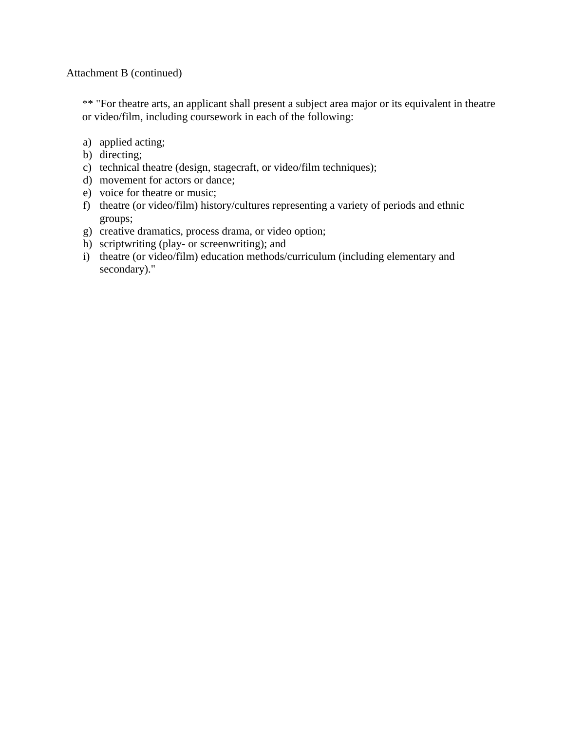Attachment B (continued)

** "For theatre arts, an applicant shall present a subject area major or its equivalent in theatre or video/film, including coursework in each of the following:

a) applied acting;
b) directing;
c) technical theatre (design, stagecraft, or video/film techniques);
d) movement for actors or dance;
e) voice for theatre or music;
f) theatre (or video/film) history/cultures representing a variety of periods and ethnic groups;
g) creative dramatics, process drama, or video option;
h) scriptwriting (play- or screenwriting); and
i) theatre (or video/film) education methods/curriculum (including elementary and secondary)."